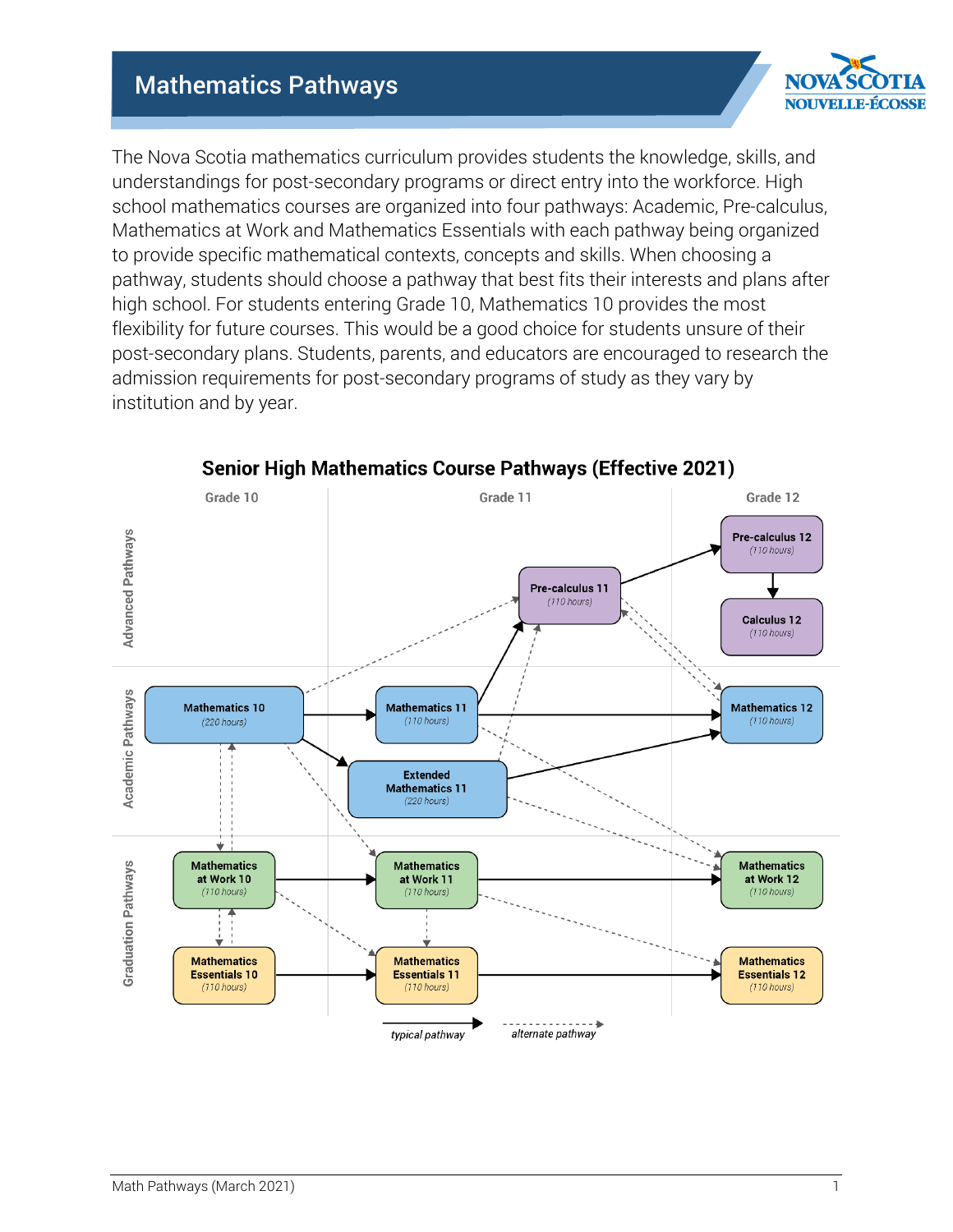# Mathematics Pathways

The Nova Scotia mathematics curriculum provides students the knowledge, skills, and understandings for post-secondary programs or direct entry into the workforce. High school mathematics courses are organized into four pathways: Academic, Pre-calculus, Mathematics at Work and Mathematics Essentials with each pathway being organized to provide specific mathematical contexts, concepts and skills. When choosing a pathway, students should choose a pathway that best fits their interests and plans after high school. For students entering Grade 10, Mathematics 10 provides the most flexibility for future courses. This would be a good choice for students unsure of their post-secondary plans. Students, parents, and educators are encouraged to research the admission requirements for post-secondary programs of study as they vary by institution and by year.

## Senior High Mathematics Course Pathways (Effective 2021)

| | Grade 10 | Grade 11 | Grade 12 |
| --- | --- | --- | --- |
| Advanced Pathways | | Pre-calculus 11 (110 hours) | Pre-calculus 12 (110 hours); Calculus 12 (110 hours) |
| Academic Pathways | Mathematics 10 (220 hours) | Mathematics 11 (110 hours); Extended Mathematics 11 (220 hours) | Mathematics 12 (110 hours) |
| Graduation Pathways | Mathematics at Work 10 (110 hours); Mathematics Essentials 10 (110 hours) | Mathematics at Work 11 (110 hours); Mathematics Essentials 11 (110 hours) | Mathematics at Work 12 (110 hours); Mathematics Essentials 12 (110 hours) |

*typical pathway* → *alternate pathway* ⇢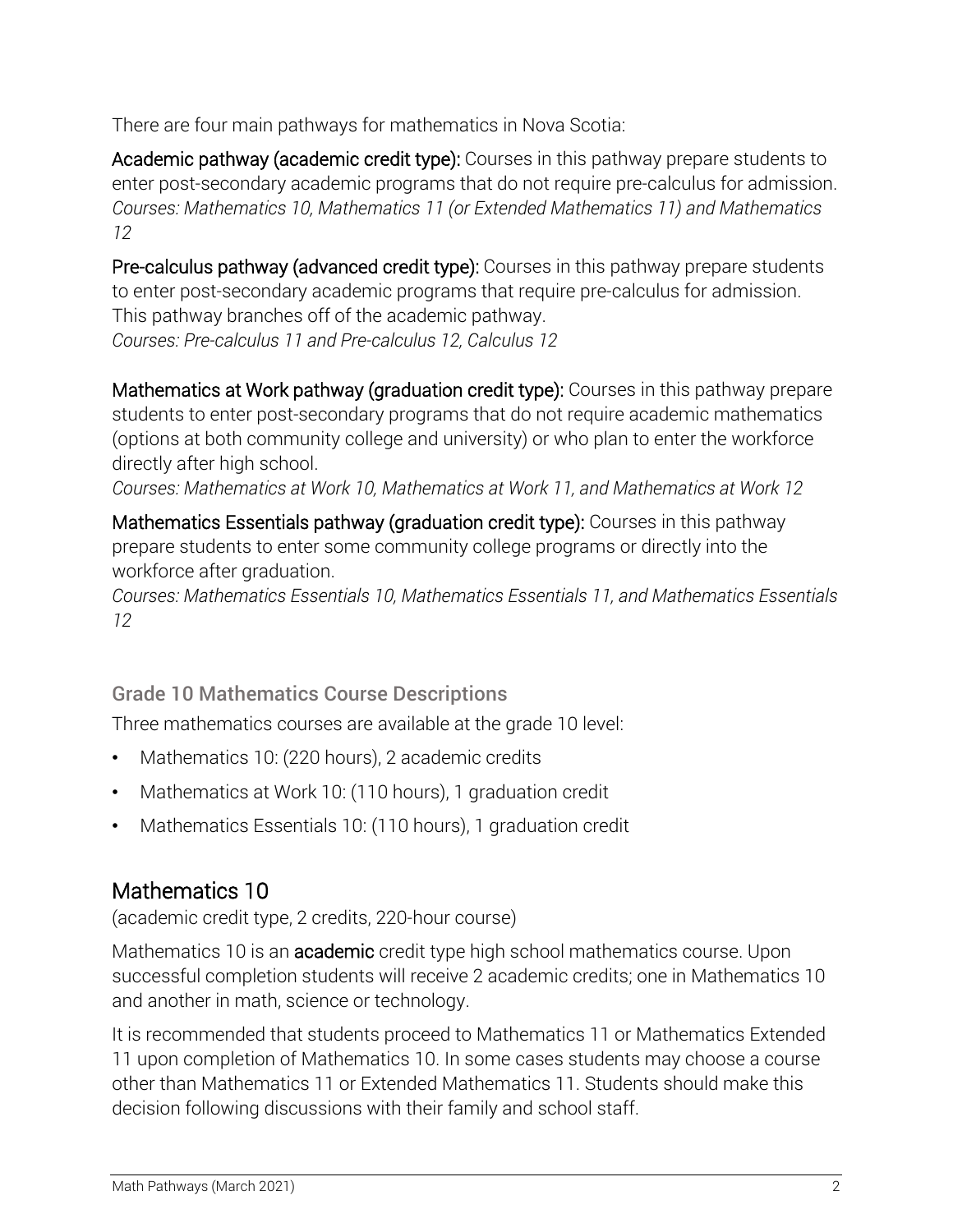There are four main pathways for mathematics in Nova Scotia:

**Academic pathway (academic credit type):** Courses in this pathway prepare students to enter post-secondary academic programs that do not require pre-calculus for admission. *Courses: Mathematics 10, Mathematics 11 (or Extended Mathematics 11) and Mathematics 12*

**Pre-calculus pathway (advanced credit type):** Courses in this pathway prepare students to enter post-secondary academic programs that require pre-calculus for admission. This pathway branches off of the academic pathway.
*Courses: Pre-calculus 11 and Pre-calculus 12, Calculus 12*

**Mathematics at Work pathway (graduation credit type):** Courses in this pathway prepare students to enter post-secondary programs that do not require academic mathematics (options at both community college and university) or who plan to enter the workforce directly after high school.
*Courses: Mathematics at Work 10, Mathematics at Work 11, and Mathematics at Work 12*

**Mathematics Essentials pathway (graduation credit type):** Courses in this pathway prepare students to enter some community college programs or directly into the workforce after graduation.
*Courses: Mathematics Essentials 10, Mathematics Essentials 11, and Mathematics Essentials 12*

### Grade 10 Mathematics Course Descriptions

Three mathematics courses are available at the grade 10 level:

- Mathematics 10: (220 hours), 2 academic credits
- Mathematics at Work 10: (110 hours), 1 graduation credit
- Mathematics Essentials 10: (110 hours), 1 graduation credit

## Mathematics 10

(academic credit type, 2 credits, 220-hour course)

Mathematics 10 is an **academic** credit type high school mathematics course. Upon successful completion students will receive 2 academic credits; one in Mathematics 10 and another in math, science or technology.

It is recommended that students proceed to Mathematics 11 or Mathematics Extended 11 upon completion of Mathematics 10. In some cases students may choose a course other than Mathematics 11 or Extended Mathematics 11. Students should make this decision following discussions with their family and school staff.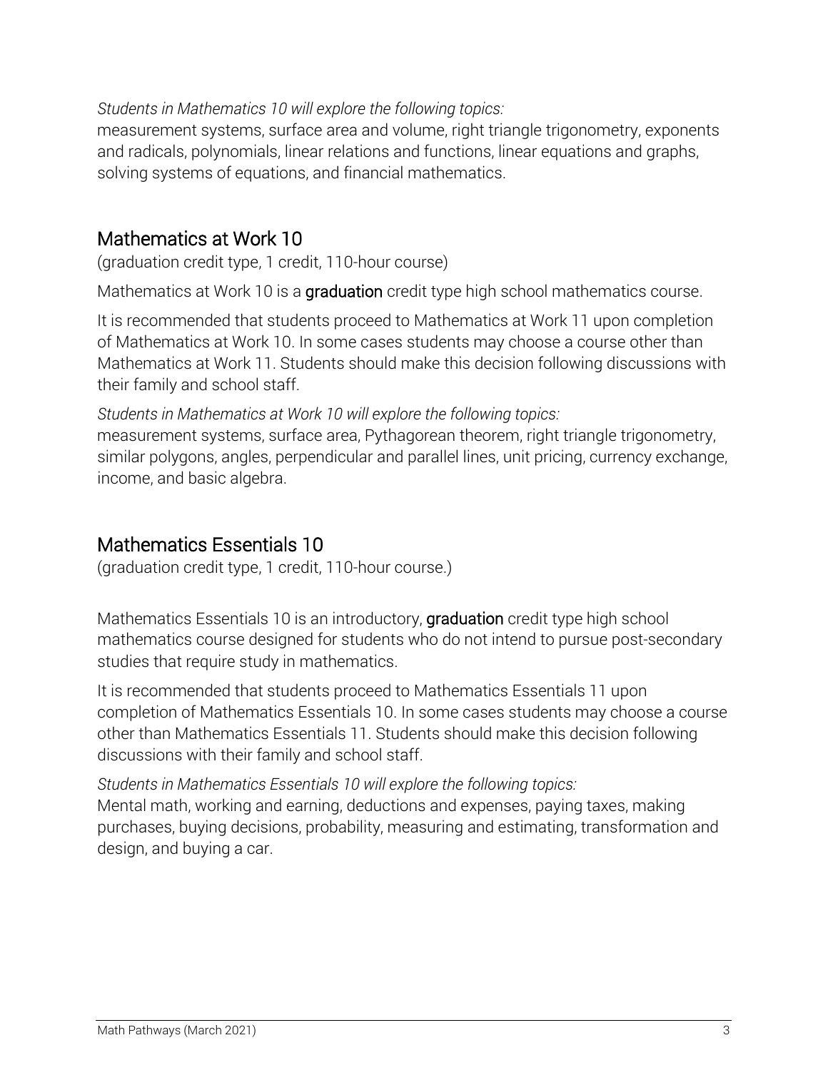*Students in Mathematics 10 will explore the following topics:*
measurement systems, surface area and volume, right triangle trigonometry, exponents and radicals, polynomials, linear relations and functions, linear equations and graphs, solving systems of equations, and financial mathematics.

## Mathematics at Work 10

(graduation credit type, 1 credit, 110-hour course)

Mathematics at Work 10 is a **graduation** credit type high school mathematics course.

It is recommended that students proceed to Mathematics at Work 11 upon completion of Mathematics at Work 10. In some cases students may choose a course other than Mathematics at Work 11. Students should make this decision following discussions with their family and school staff.

*Students in Mathematics at Work 10 will explore the following topics:*
measurement systems, surface area, Pythagorean theorem, right triangle trigonometry, similar polygons, angles, perpendicular and parallel lines, unit pricing, currency exchange, income, and basic algebra.

## Mathematics Essentials 10

(graduation credit type, 1 credit, 110-hour course.)

Mathematics Essentials 10 is an introductory, **graduation** credit type high school mathematics course designed for students who do not intend to pursue post-secondary studies that require study in mathematics.

It is recommended that students proceed to Mathematics Essentials 11 upon completion of Mathematics Essentials 10. In some cases students may choose a course other than Mathematics Essentials 11. Students should make this decision following discussions with their family and school staff.

*Students in Mathematics Essentials 10 will explore the following topics:*
Mental math, working and earning, deductions and expenses, paying taxes, making purchases, buying decisions, probability, measuring and estimating, transformation and design, and buying a car.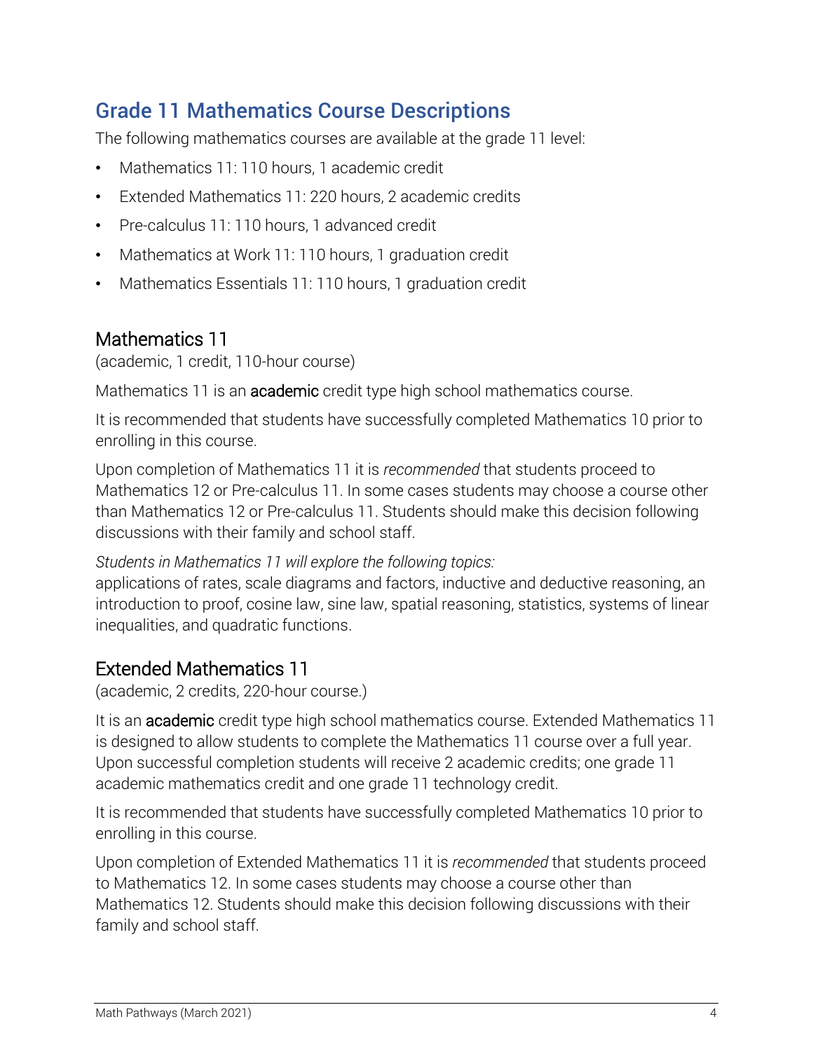## Grade 11 Mathematics Course Descriptions

The following mathematics courses are available at the grade 11 level:

- Mathematics 11: 110 hours, 1 academic credit
- Extended Mathematics 11: 220 hours, 2 academic credits
- Pre-calculus 11: 110 hours, 1 advanced credit
- Mathematics at Work 11: 110 hours, 1 graduation credit
- Mathematics Essentials 11: 110 hours, 1 graduation credit

### Mathematics 11

(academic, 1 credit, 110-hour course)

Mathematics 11 is an **academic** credit type high school mathematics course.

It is recommended that students have successfully completed Mathematics 10 prior to enrolling in this course.

Upon completion of Mathematics 11 it is *recommended* that students proceed to Mathematics 12 or Pre-calculus 11. In some cases students may choose a course other than Mathematics 12 or Pre-calculus 11. Students should make this decision following discussions with their family and school staff.

*Students in Mathematics 11 will explore the following topics:*
applications of rates, scale diagrams and factors, inductive and deductive reasoning, an introduction to proof, cosine law, sine law, spatial reasoning, statistics, systems of linear inequalities, and quadratic functions.

### Extended Mathematics 11

(academic, 2 credits, 220-hour course.)

It is an **academic** credit type high school mathematics course. Extended Mathematics 11 is designed to allow students to complete the Mathematics 11 course over a full year. Upon successful completion students will receive 2 academic credits; one grade 11 academic mathematics credit and one grade 11 technology credit.

It is recommended that students have successfully completed Mathematics 10 prior to enrolling in this course.

Upon completion of Extended Mathematics 11 it is *recommended* that students proceed to Mathematics 12. In some cases students may choose a course other than Mathematics 12. Students should make this decision following discussions with their family and school staff.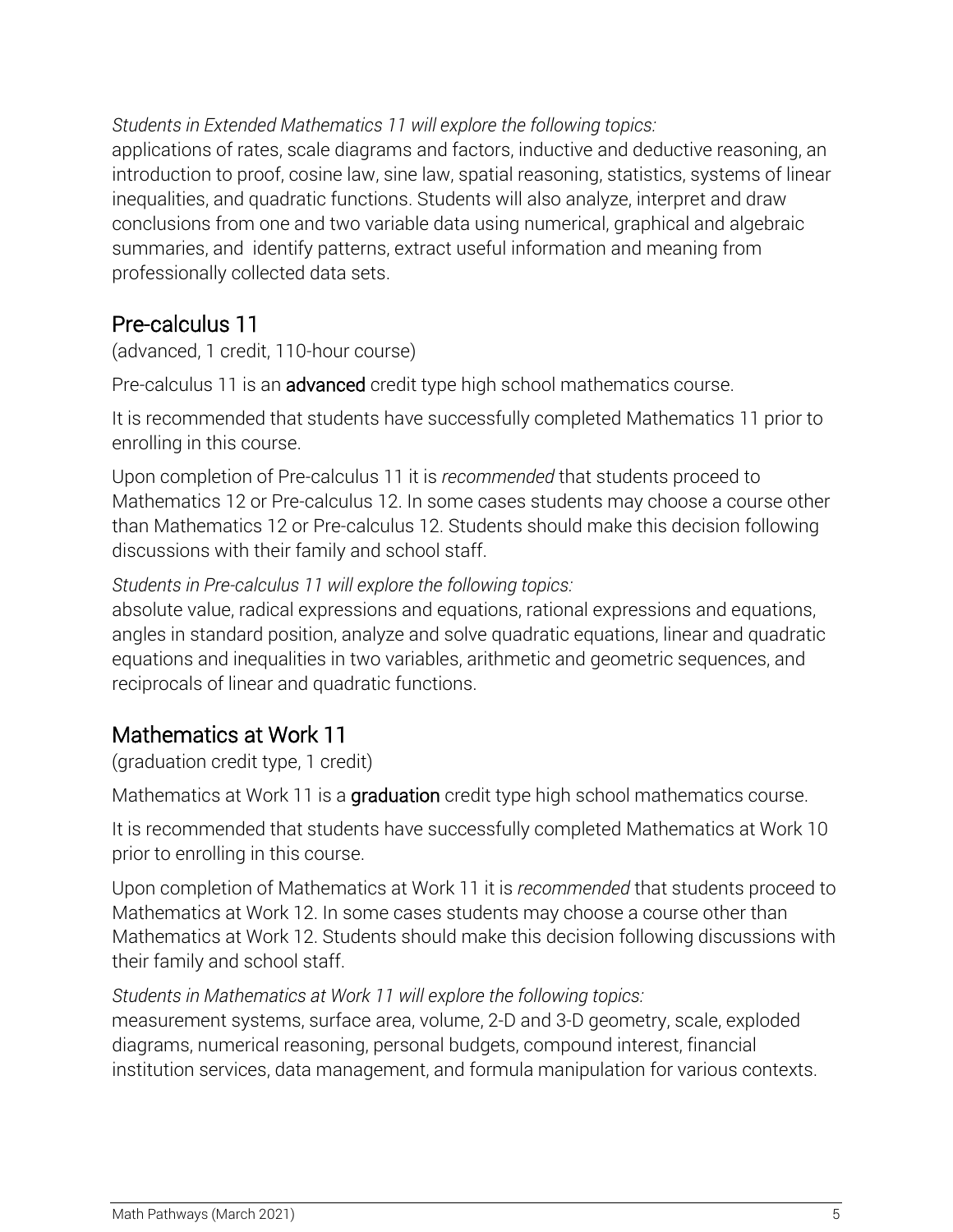*Students in Extended Mathematics 11 will explore the following topics:*
applications of rates, scale diagrams and factors, inductive and deductive reasoning, an introduction to proof, cosine law, sine law, spatial reasoning, statistics, systems of linear inequalities, and quadratic functions. Students will also analyze, interpret and draw conclusions from one and two variable data using numerical, graphical and algebraic summaries, and identify patterns, extract useful information and meaning from professionally collected data sets.

## Pre-calculus 11

(advanced, 1 credit, 110-hour course)

Pre-calculus 11 is an **advanced** credit type high school mathematics course.

It is recommended that students have successfully completed Mathematics 11 prior to enrolling in this course.

Upon completion of Pre-calculus 11 it is *recommended* that students proceed to Mathematics 12 or Pre-calculus 12. In some cases students may choose a course other than Mathematics 12 or Pre-calculus 12. Students should make this decision following discussions with their family and school staff.

*Students in Pre-calculus 11 will explore the following topics:*
absolute value, radical expressions and equations, rational expressions and equations, angles in standard position, analyze and solve quadratic equations, linear and quadratic equations and inequalities in two variables, arithmetic and geometric sequences, and reciprocals of linear and quadratic functions.

## Mathematics at Work 11

(graduation credit type, 1 credit)

Mathematics at Work 11 is a **graduation** credit type high school mathematics course.

It is recommended that students have successfully completed Mathematics at Work 10 prior to enrolling in this course.

Upon completion of Mathematics at Work 11 it is *recommended* that students proceed to Mathematics at Work 12. In some cases students may choose a course other than Mathematics at Work 12. Students should make this decision following discussions with their family and school staff.

*Students in Mathematics at Work 11 will explore the following topics:*
measurement systems, surface area, volume, 2-D and 3-D geometry, scale, exploded diagrams, numerical reasoning, personal budgets, compound interest, financial institution services, data management, and formula manipulation for various contexts.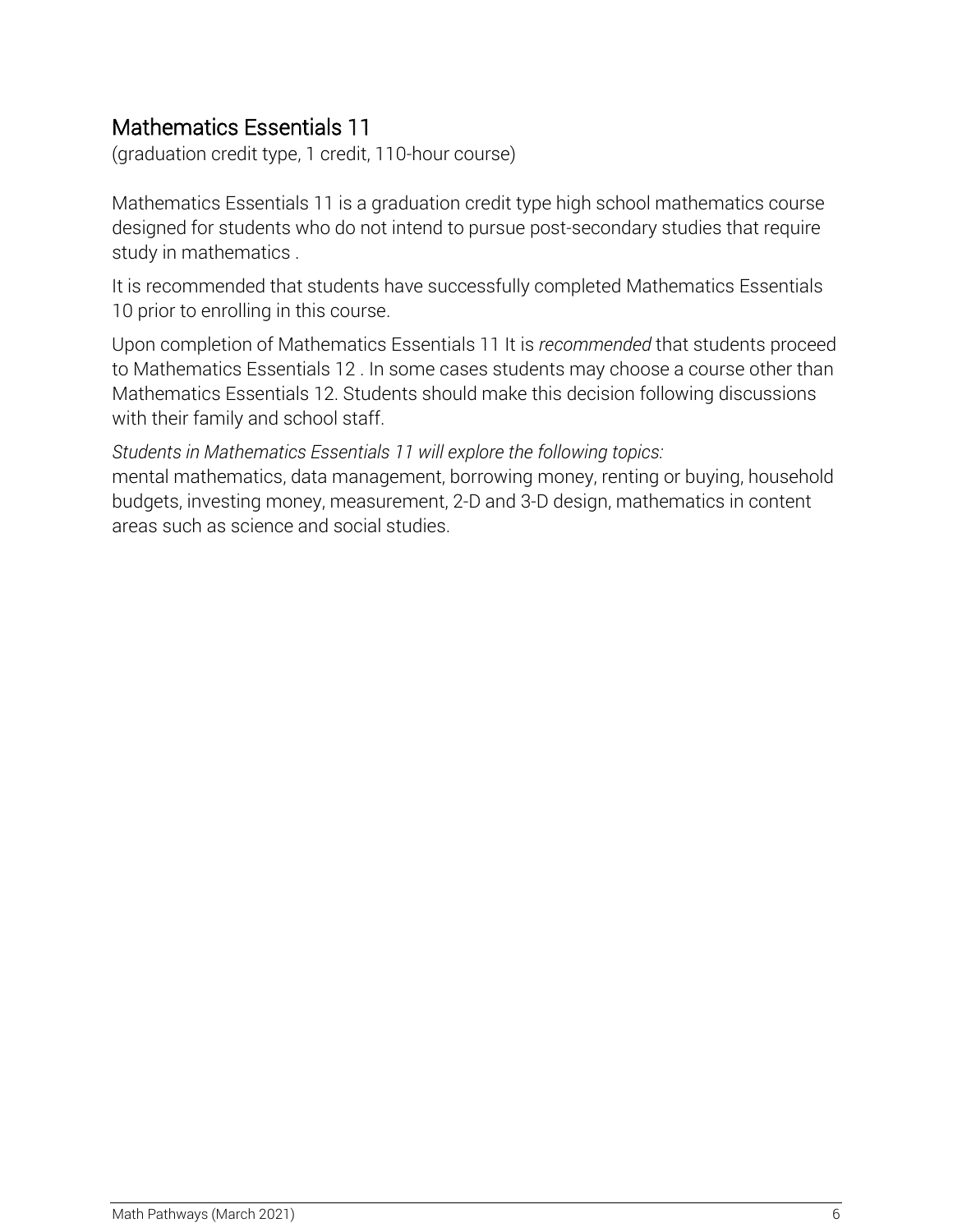## Mathematics Essentials 11

(graduation credit type, 1 credit, 110-hour course)

Mathematics Essentials 11 is a graduation credit type high school mathematics course designed for students who do not intend to pursue post-secondary studies that require study in mathematics .

It is recommended that students have successfully completed Mathematics Essentials 10 prior to enrolling in this course.

Upon completion of Mathematics Essentials 11 It is *recommended* that students proceed to Mathematics Essentials 12 . In some cases students may choose a course other than Mathematics Essentials 12. Students should make this decision following discussions with their family and school staff.

*Students in Mathematics Essentials 11 will explore the following topics:*
mental mathematics, data management, borrowing money, renting or buying, household budgets, investing money, measurement, 2-D and 3-D design, mathematics in content areas such as science and social studies.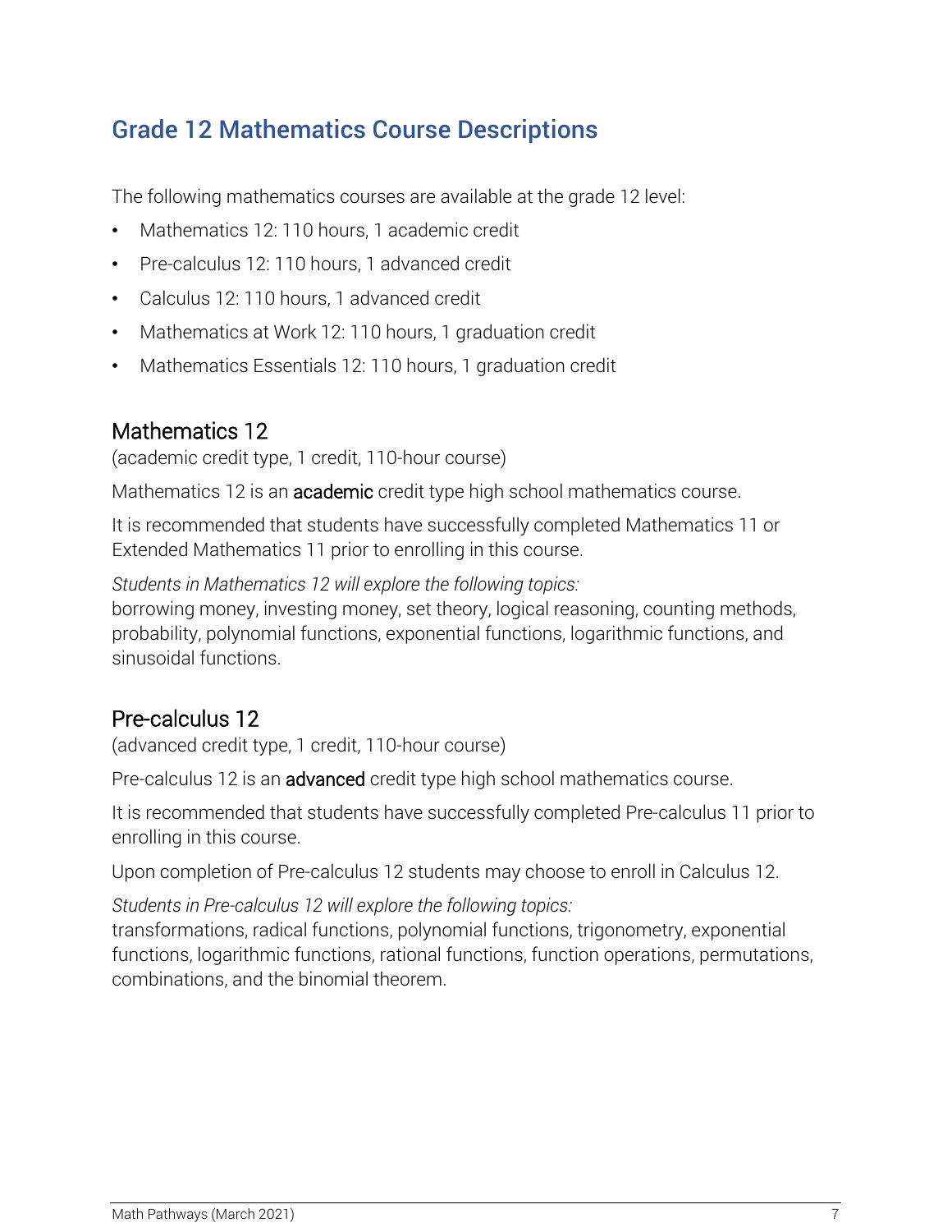## Grade 12 Mathematics Course Descriptions

The following mathematics courses are available at the grade 12 level:

- Mathematics 12: 110 hours, 1 academic credit
- Pre-calculus 12: 110 hours, 1 advanced credit
- Calculus 12: 110 hours, 1 advanced credit
- Mathematics at Work 12: 110 hours, 1 graduation credit
- Mathematics Essentials 12: 110 hours, 1 graduation credit

### Mathematics 12

(academic credit type, 1 credit, 110-hour course)

Mathematics 12 is an **academic** credit type high school mathematics course.

It is recommended that students have successfully completed Mathematics 11 or Extended Mathematics 11 prior to enrolling in this course.

*Students in Mathematics 12 will explore the following topics:*
borrowing money, investing money, set theory, logical reasoning, counting methods, probability, polynomial functions, exponential functions, logarithmic functions, and sinusoidal functions.

### Pre-calculus 12

(advanced credit type, 1 credit, 110-hour course)

Pre-calculus 12 is an **advanced** credit type high school mathematics course.

It is recommended that students have successfully completed Pre-calculus 11 prior to enrolling in this course.

Upon completion of Pre-calculus 12 students may choose to enroll in Calculus 12.

*Students in Pre-calculus 12 will explore the following topics:*
transformations, radical functions, polynomial functions, trigonometry, exponential functions, logarithmic functions, rational functions, function operations, permutations, combinations, and the binomial theorem.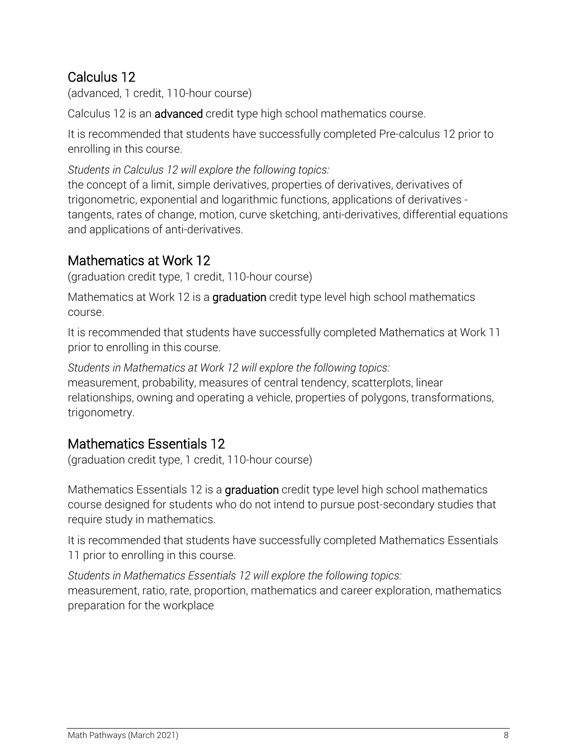## Calculus 12

(advanced, 1 credit, 110-hour course)

Calculus 12 is an **advanced** credit type high school mathematics course.

It is recommended that students have successfully completed Pre-calculus 12 prior to enrolling in this course.

*Students in Calculus 12 will explore the following topics:*
the concept of a limit, simple derivatives, properties of derivatives, derivatives of trigonometric, exponential and logarithmic functions, applications of derivatives - tangents, rates of change, motion, curve sketching, anti-derivatives, differential equations and applications of anti-derivatives.

## Mathematics at Work 12

(graduation credit type, 1 credit, 110-hour course)

Mathematics at Work 12 is a **graduation** credit type level high school mathematics course.

It is recommended that students have successfully completed Mathematics at Work 11 prior to enrolling in this course.

*Students in Mathematics at Work 12 will explore the following topics:*
measurement, probability, measures of central tendency, scatterplots, linear relationships, owning and operating a vehicle, properties of polygons, transformations, trigonometry.

## Mathematics Essentials 12

(graduation credit type, 1 credit, 110-hour course)

Mathematics Essentials 12 is a **graduation** credit type level high school mathematics course designed for students who do not intend to pursue post-secondary studies that require study in mathematics.

It is recommended that students have successfully completed Mathematics Essentials 11 prior to enrolling in this course.

*Students in Mathematics Essentials 12 will explore the following topics:*
measurement, ratio, rate, proportion, mathematics and career exploration, mathematics preparation for the workplace